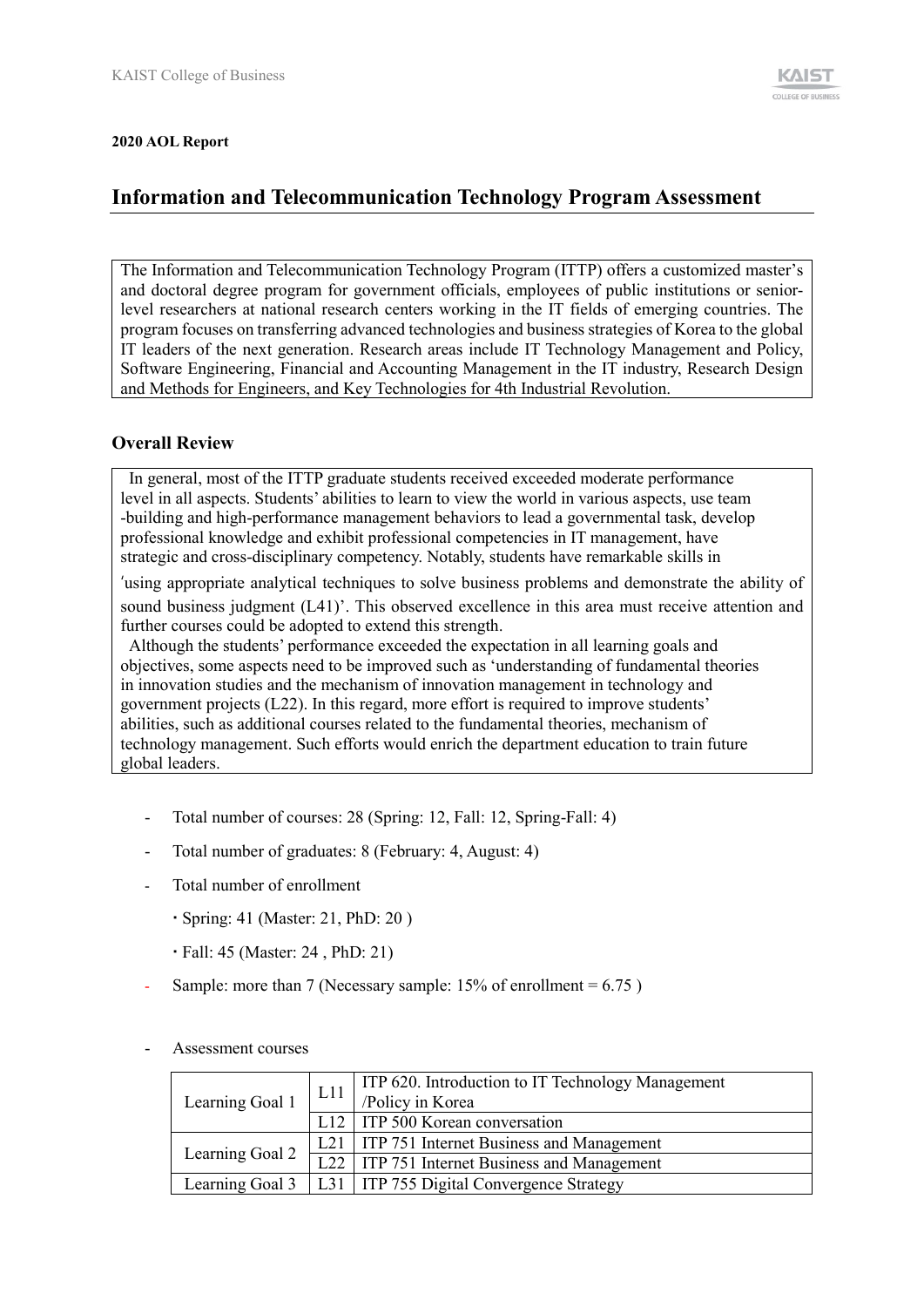**2020 AOL Report**

# Information and Telecommunication Technology Program Assessment

The Information and Telecommunication Technology Program (ITTP) offers a customized master's and doctoral degree program for government officials, employees of public institutions or senior-level researchers at national research centers working in the IT fields of emerging countries. The program focuses on transferring advanced technologies and business strategies of Korea to the global IT leaders of the next generation. Research areas include IT Technology Management and Policy, Software Engineering, Financial and Accounting Management in the IT industry, Research Design and Methods for Engineers, and Key Technologies for 4th Industrial Revolution.

## Overall Review

In general, most of the ITTP graduate students received exceeded moderate performance level in all aspects. Students' abilities to learn to view the world in various aspects, use team -building and high-performance management behaviors to lead a governmental task, develop professional knowledge and exhibit professional competencies in IT management, have strategic and cross-disciplinary competency. Notably, students have remarkable skills in 'using appropriate analytical techniques to solve business problems and demonstrate the ability of sound business judgment (L41)'. This observed excellence in this area must receive attention and further courses could be adopted to extend this strength.

Although the students' performance exceeded the expectation in all learning goals and objectives, some aspects need to be improved such as 'understanding of fundamental theories in innovation studies and the mechanism of innovation management in technology and government projects (L22). In this regard, more effort is required to improve students' abilities, such as additional courses related to the fundamental theories, mechanism of technology management. Such efforts would enrich the department education to train future global leaders.

- Total number of courses: 28 (Spring: 12, Fall: 12, Spring-Fall: 4)
- Total number of graduates: 8 (February: 4, August: 4)
- Total number of enrollment
  - Spring: 41 (Master: 21, PhD: 20 )
  - Fall: 45 (Master: 24 , PhD: 21)
- Sample: more than 7 (Necessary sample: 15% of enrollment = 6.75 )

- Assessment courses

| | | |
|---|---|---|
| Learning Goal 1 | L11 | ITP 620. Introduction to IT Technology Management /Policy in Korea |
| | L12 | ITP 500 Korean conversation |
| Learning Goal 2 | L21 | ITP 751 Internet Business and Management |
| | L22 | ITP 751 Internet Business and Management |
| Learning Goal 3 | L31 | ITP 755 Digital Convergence Strategy |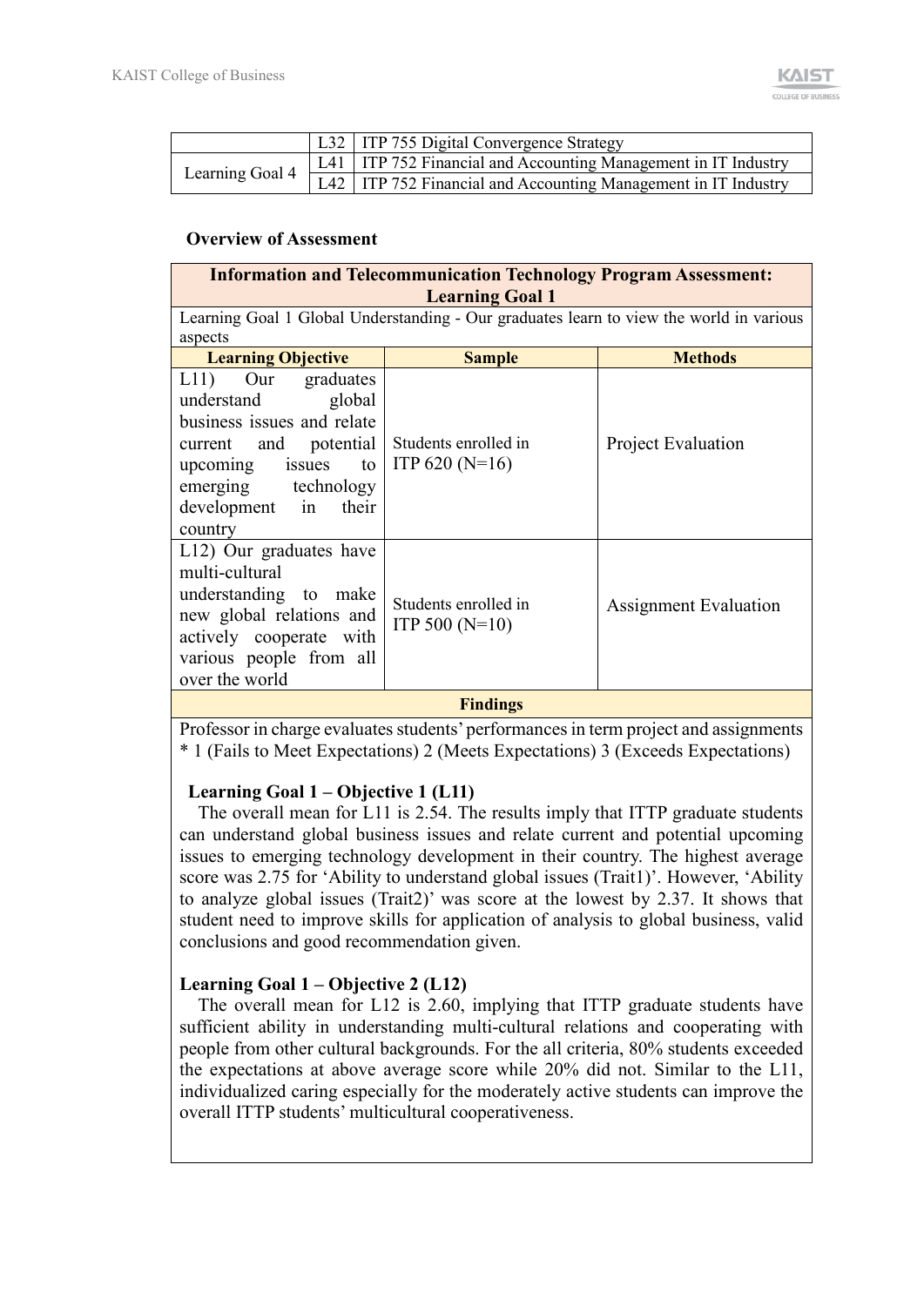| | | |
|---|---|---|
| | L32 | ITP 755 Digital Convergence Strategy |
| Learning Goal 4 | L41 | ITP 752 Financial and Accounting Management in IT Industry |
| | L42 | ITP 752 Financial and Accounting Management in IT Industry |

**Overview of Assessment**

| **Information and Telecommunication Technology Program Assessment: Learning Goal 1** | | |
|---|---|---|
| Learning Goal 1 Global Understanding - Our graduates learn to view the world in various aspects | | |
| **Learning Objective** | **Sample** | **Methods** |
| L11) Our graduates understand global business issues and relate current and potential upcoming issues to emerging technology development in their country | Students enrolled in ITP 620 (N=16) | Project Evaluation |
| L12) Our graduates have multi-cultural understanding to make new global relations and actively cooperate with various people from all over the world | Students enrolled in ITP 500 (N=10) | Assignment Evaluation |
| **Findings** | | |

Professor in charge evaluates students' performances in term project and assignments
* 1 (Fails to Meet Expectations) 2 (Meets Expectations) 3 (Exceeds Expectations)

**Learning Goal 1 – Objective 1 (L11)**

The overall mean for L11 is 2.54. The results imply that ITTP graduate students can understand global business issues and relate current and potential upcoming issues to emerging technology development in their country. The highest average score was 2.75 for 'Ability to understand global issues (Trait1)'. However, 'Ability to analyze global issues (Trait2)' was score at the lowest by 2.37. It shows that student need to improve skills for application of analysis to global business, valid conclusions and good recommendation given.

**Learning Goal 1 – Objective 2 (L12)**

The overall mean for L12 is 2.60, implying that ITTP graduate students have sufficient ability in understanding multi-cultural relations and cooperating with people from other cultural backgrounds. For the all criteria, 80% students exceeded the expectations at above average score while 20% did not. Similar to the L11, individualized caring especially for the moderately active students can improve the overall ITTP students' multicultural cooperativeness.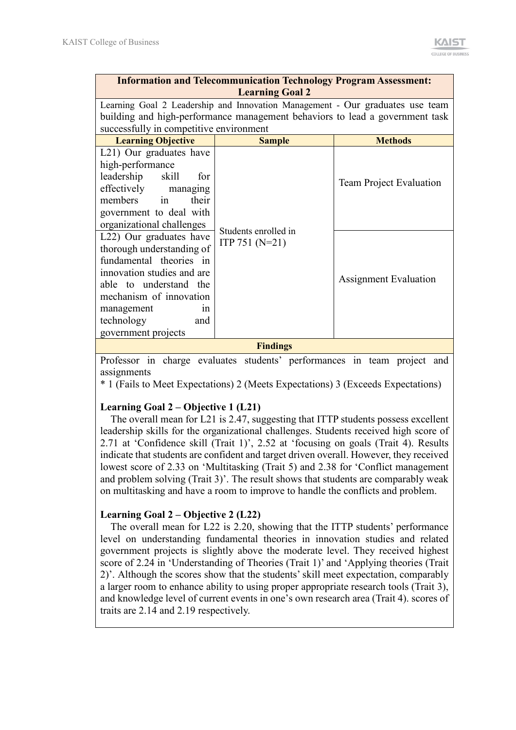| Information and Telecommunication Technology Program Assessment: Learning Goal 2 | | |
|---|---|---|
| Learning Goal 2 Leadership and Innovation Management - Our graduates use team building and high-performance management behaviors to lead a government task successfully in competitive environment | | |
| **Learning Objective** | **Sample** | **Methods** |
| L21) Our graduates have high-performance leadership skill for effectively managing members in their government to deal with organizational challenges | Students enrolled in ITP 751 (N=21) | Team Project Evaluation |
| L22) Our graduates have thorough understanding of fundamental theories in innovation studies and are able to understand the mechanism of innovation management in technology and government projects | | Assignment Evaluation |

**Findings**

Professor in charge evaluates students' performances in team project and assignments

* 1 (Fails to Meet Expectations) 2 (Meets Expectations) 3 (Exceeds Expectations)

**Learning Goal 2 – Objective 1 (L21)**

The overall mean for L21 is 2.47, suggesting that ITTP students possess excellent leadership skills for the organizational challenges. Students received high score of 2.71 at 'Confidence skill (Trait 1)', 2.52 at 'focusing on goals (Trait 4). Results indicate that students are confident and target driven overall. However, they received lowest score of 2.33 on 'Multitasking (Trait 5) and 2.38 for 'Conflict management and problem solving (Trait 3)'. The result shows that students are comparably weak on multitasking and have a room to improve to handle the conflicts and problem.

**Learning Goal 2 – Objective 2 (L22)**

The overall mean for L22 is 2.20, showing that the ITTP students' performance level on understanding fundamental theories in innovation studies and related government projects is slightly above the moderate level. They received highest score of 2.24 in 'Understanding of Theories (Trait 1)' and 'Applying theories (Trait 2)'. Although the scores show that the students' skill meet expectation, comparably a larger room to enhance ability to using proper appropriate research tools (Trait 3), and knowledge level of current events in one's own research area (Trait 4). scores of traits are 2.14 and 2.19 respectively.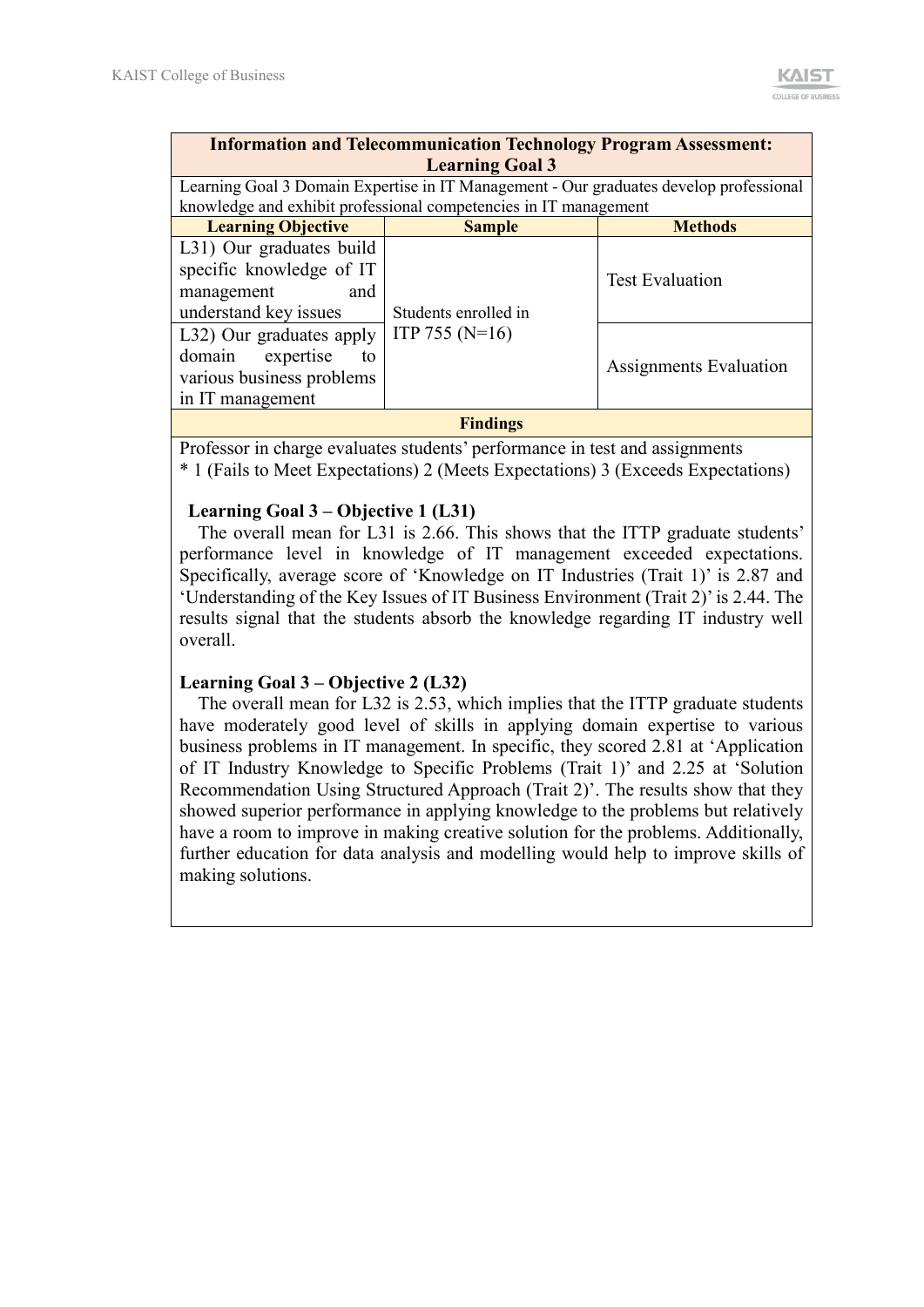| Information and Telecommunication Technology Program Assessment: Learning Goal 3 | | |
|---|---|---|
| Learning Goal 3 Domain Expertise in IT Management - Our graduates develop professional knowledge and exhibit professional competencies in IT management | | |
| **Learning Objective** | **Sample** | **Methods** |
| L31) Our graduates build specific knowledge of IT management and understand key issues | Students enrolled in ITP 755 (N=16) | Test Evaluation |
| L32) Our graduates apply domain expertise to various business problems in IT management | | Assignments Evaluation |

**Findings**

Professor in charge evaluates students' performance in test and assignments
* 1 (Fails to Meet Expectations) 2 (Meets Expectations) 3 (Exceeds Expectations)

**Learning Goal 3 – Objective 1 (L31)**

The overall mean for L31 is 2.66. This shows that the ITTP graduate students' performance level in knowledge of IT management exceeded expectations. Specifically, average score of 'Knowledge on IT Industries (Trait 1)' is 2.87 and 'Understanding of the Key Issues of IT Business Environment (Trait 2)' is 2.44. The results signal that the students absorb the knowledge regarding IT industry well overall.

**Learning Goal 3 – Objective 2 (L32)**

The overall mean for L32 is 2.53, which implies that the ITTP graduate students have moderately good level of skills in applying domain expertise to various business problems in IT management. In specific, they scored 2.81 at 'Application of IT Industry Knowledge to Specific Problems (Trait 1)' and 2.25 at 'Solution Recommendation Using Structured Approach (Trait 2)'. The results show that they showed superior performance in applying knowledge to the problems but relatively have a room to improve in making creative solution for the problems. Additionally, further education for data analysis and modelling would help to improve skills of making solutions.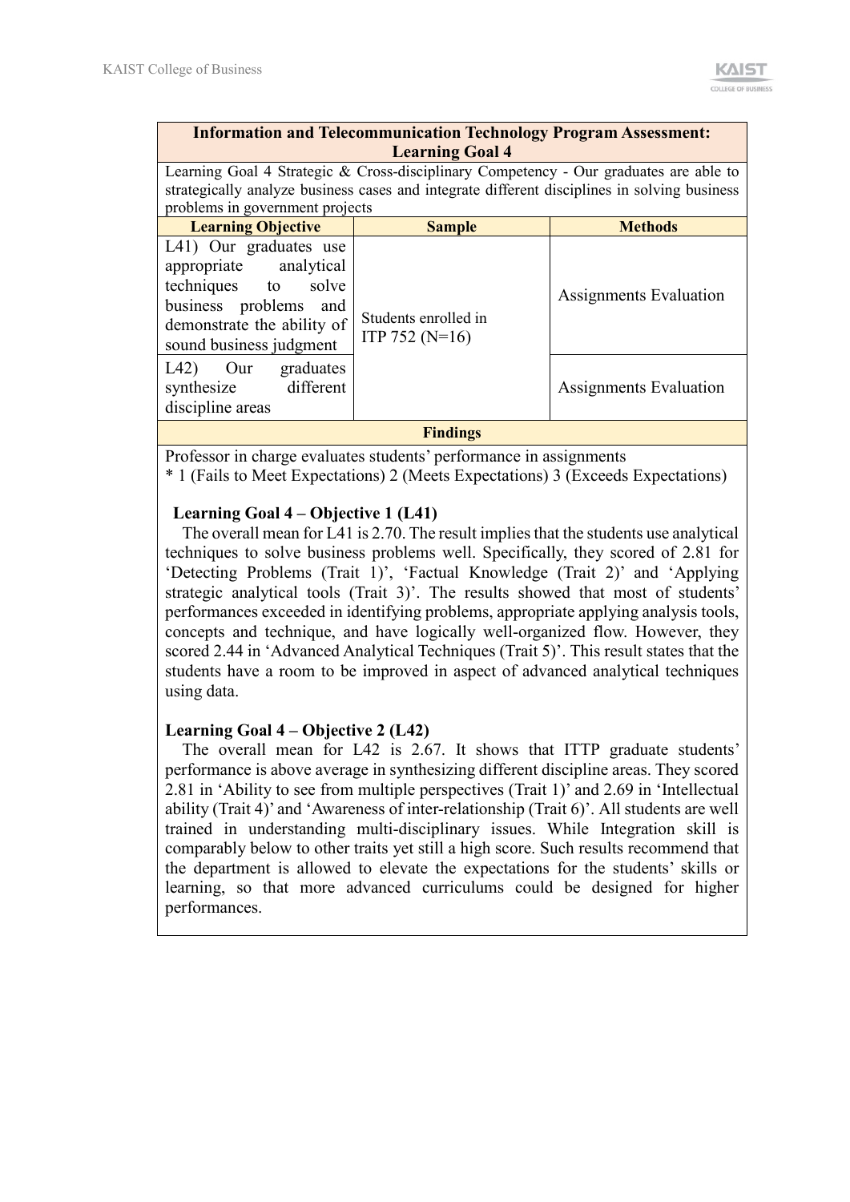| Information and Telecommunication Technology Program Assessment: Learning Goal 4 | | |
|---|---|---|
| Learning Goal 4 Strategic & Cross-disciplinary Competency - Our graduates are able to strategically analyze business cases and integrate different disciplines in solving business problems in government projects | | |
| **Learning Objective** | **Sample** | **Methods** |
| L41) Our graduates use appropriate analytical techniques to solve business problems and demonstrate the ability of sound business judgment | Students enrolled in ITP 752 (N=16) | Assignments Evaluation |
| L42) Our graduates synthesize different discipline areas | | Assignments Evaluation |

**Findings**

Professor in charge evaluates students' performance in assignments

* 1 (Fails to Meet Expectations) 2 (Meets Expectations) 3 (Exceeds Expectations)

**Learning Goal 4 – Objective 1 (L41)**

The overall mean for L41 is 2.70. The result implies that the students use analytical techniques to solve business problems well. Specifically, they scored of 2.81 for 'Detecting Problems (Trait 1)', 'Factual Knowledge (Trait 2)' and 'Applying strategic analytical tools (Trait 3)'. The results showed that most of students' performances exceeded in identifying problems, appropriate applying analysis tools, concepts and technique, and have logically well-organized flow. However, they scored 2.44 in 'Advanced Analytical Techniques (Trait 5)'. This result states that the students have a room to be improved in aspect of advanced analytical techniques using data.

**Learning Goal 4 – Objective 2 (L42)**

The overall mean for L42 is 2.67. It shows that ITTP graduate students' performance is above average in synthesizing different discipline areas. They scored 2.81 in 'Ability to see from multiple perspectives (Trait 1)' and 2.69 in 'Intellectual ability (Trait 4)' and 'Awareness of inter-relationship (Trait 6)'. All students are well trained in understanding multi-disciplinary issues. While Integration skill is comparably below to other traits yet still a high score. Such results recommend that the department is allowed to elevate the expectations for the students' skills or learning, so that more advanced curriculums could be designed for higher performances.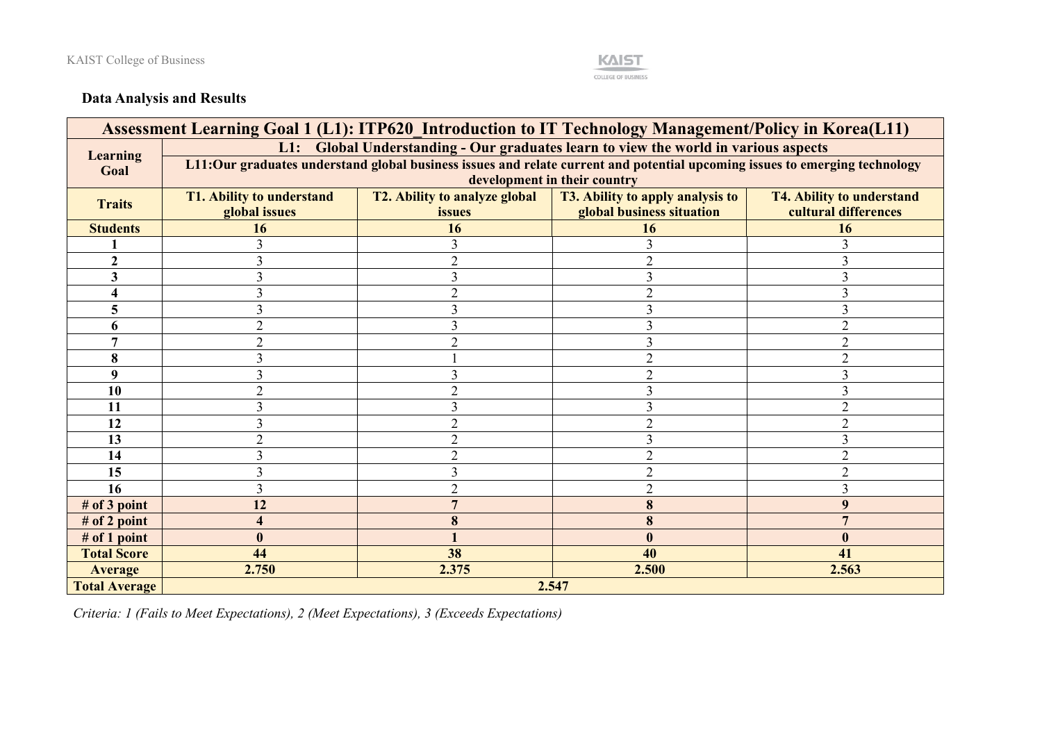**Data Analysis and Results**

| Assessment Learning Goal 1 (L1): ITP620_Introduction to IT Technology Management/Policy in Korea(L11) | | | | |
|---|---|---|---|---|
| **Learning Goal** | **L1: Global Understanding - Our graduates learn to view the world in various aspects** | | | |
| | **L11:Our graduates understand global business issues and relate current and potential upcoming issues to emerging technology development in their country** | | | |
| **Traits** | **T1. Ability to understand global issues** | **T2. Ability to analyze global issues** | **T3. Ability to apply analysis to global business situation** | **T4. Ability to understand cultural differences** |
| **Students** | **16** | **16** | **16** | **16** |
| **1** | 3 | 3 | 3 | 3 |
| **2** | 3 | 2 | 2 | 3 |
| **3** | 3 | 3 | 3 | 3 |
| **4** | 3 | 2 | 2 | 3 |
| **5** | 3 | 3 | 3 | 3 |
| **6** | 2 | 3 | 3 | 2 |
| **7** | 2 | 2 | 3 | 2 |
| **8** | 3 | 1 | 2 | 2 |
| **9** | 3 | 3 | 2 | 3 |
| **10** | 2 | 2 | 3 | 3 |
| **11** | 3 | 3 | 3 | 2 |
| **12** | 3 | 2 | 2 | 2 |
| **13** | 2 | 2 | 3 | 3 |
| **14** | 3 | 2 | 2 | 2 |
| **15** | 3 | 3 | 2 | 2 |
| **16** | 3 | 2 | 2 | 3 |
| **# of 3 point** | **12** | **7** | **8** | **9** |
| **# of 2 point** | **4** | **8** | **8** | **7** |
| **# of 1 point** | **0** | **1** | **0** | **0** |
| **Total Score** | **44** | **38** | **40** | **41** |
| **Average** | **2.750** | **2.375** | **2.500** | **2.563** |
| **Total Average** | **2.547** | | | |

*Criteria: 1 (Fails to Meet Expectations), 2 (Meet Expectations), 3 (Exceeds Expectations)*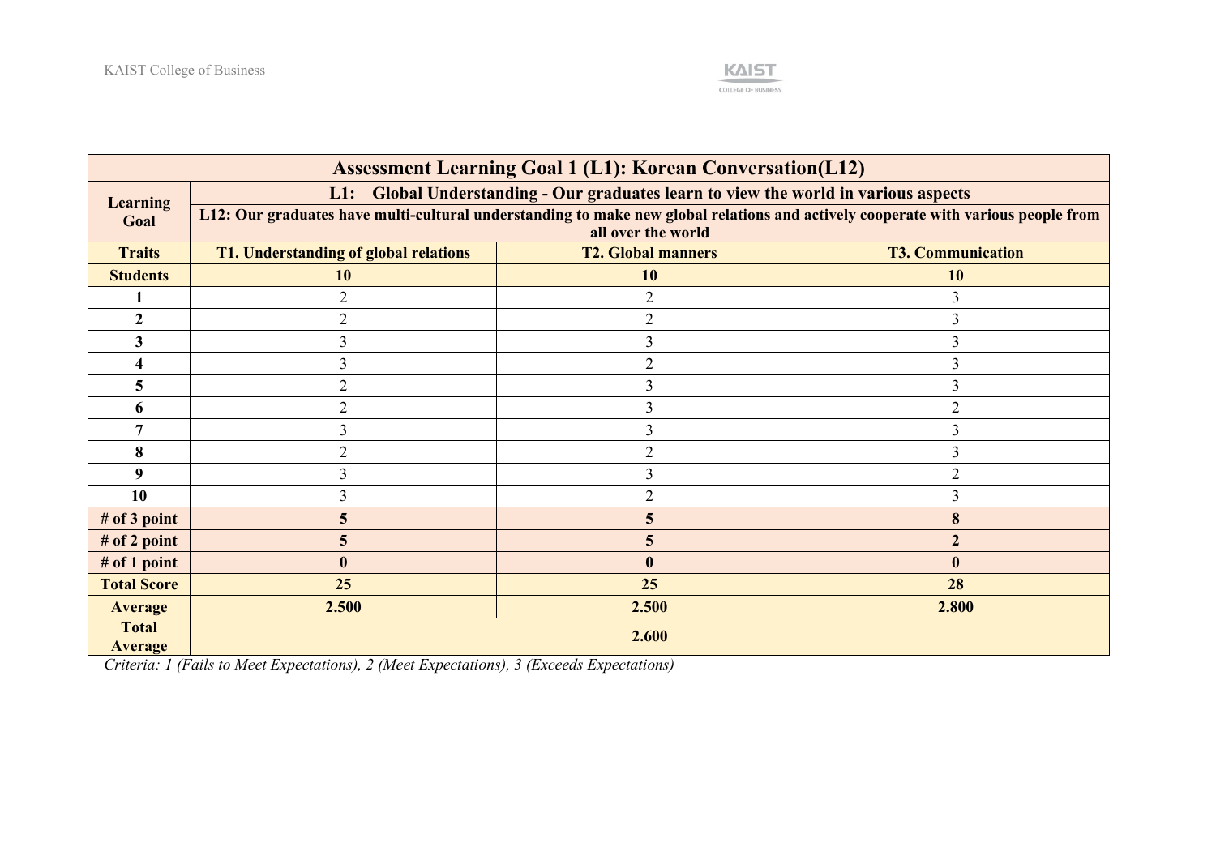| Assessment Learning Goal 1 (L1): Korean Conversation(L12) | | | |
|---|---|---|---|
| **Learning Goal** | **L1: Global Understanding - Our graduates learn to view the world in various aspects** | | |
| | **L12: Our graduates have multi-cultural understanding to make new global relations and actively cooperate with various people from all over the world** | | |
| **Traits** | **T1. Understanding of global relations** | **T2. Global manners** | **T3. Communication** |
| **Students** | **10** | **10** | **10** |
| **1** | 2 | 2 | 3 |
| **2** | 2 | 2 | 3 |
| **3** | 3 | 3 | 3 |
| **4** | 3 | 2 | 3 |
| **5** | 2 | 3 | 3 |
| **6** | 2 | 3 | 2 |
| **7** | 3 | 3 | 3 |
| **8** | 2 | 2 | 3 |
| **9** | 3 | 3 | 2 |
| **10** | 3 | 2 | 3 |
| **# of 3 point** | **5** | **5** | **8** |
| **# of 2 point** | **5** | **5** | **2** |
| **# of 1 point** | **0** | **0** | **0** |
| **Total Score** | **25** | **25** | **28** |
| **Average** | **2.500** | **2.500** | **2.800** |
| **Total Average** | **2.600** | | |

*Criteria: 1 (Fails to Meet Expectations), 2 (Meet Expectations), 3 (Exceeds Expectations)*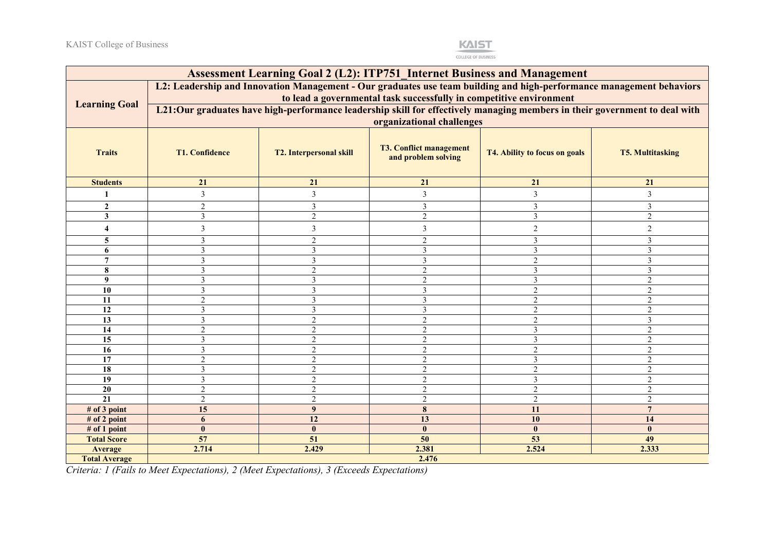| Assessment Learning Goal 2 (L2): ITP751_Internet Business and Management | | | | | |
|---|---|---|---|---|---|
| **Learning Goal** | **L2: Leadership and Innovation Management - Our graduates use team building and high-performance management behaviors to lead a governmental task successfully in competitive environment** | | | | |
| | **L21:Our graduates have high-performance leadership skill for effectively managing members in their government to deal with organizational challenges** | | | | |
| **Traits** | **T1. Confidence** | **T2. Interpersonal skill** | **T3. Conflict management and problem solving** | **T4. Ability to focus on goals** | **T5. Multitasking** |
| **Students** | **21** | **21** | **21** | **21** | **21** |
| **1** | 3 | 3 | 3 | 3 | 3 |
| **2** | 2 | 3 | 3 | 3 | 3 |
| **3** | 3 | 2 | 2 | 3 | 2 |
| **4** | 3 | 3 | 3 | 2 | 2 |
| **5** | 3 | 2 | 2 | 3 | 3 |
| **6** | 3 | 3 | 3 | 3 | 3 |
| **7** | 3 | 3 | 3 | 2 | 3 |
| **8** | 3 | 2 | 2 | 3 | 3 |
| **9** | 3 | 3 | 2 | 3 | 2 |
| **10** | 3 | 3 | 3 | 2 | 2 |
| **11** | 2 | 3 | 3 | 2 | 2 |
| **12** | 3 | 3 | 3 | 2 | 2 |
| **13** | 3 | 2 | 2 | 2 | 3 |
| **14** | 2 | 2 | 2 | 3 | 2 |
| **15** | 3 | 2 | 2 | 3 | 2 |
| **16** | 3 | 2 | 2 | 2 | 2 |
| **17** | 2 | 2 | 2 | 3 | 2 |
| **18** | 3 | 2 | 2 | 2 | 2 |
| **19** | 3 | 2 | 2 | 3 | 2 |
| **20** | 2 | 2 | 2 | 2 | 2 |
| **21** | 2 | 2 | 2 | 2 | 2 |
| **# of 3 point** | **15** | **9** | **8** | **11** | **7** |
| **# of 2 point** | **6** | **12** | **13** | **10** | **14** |
| **# of 1 point** | **0** | **0** | **0** | **0** | **0** |
| **Total Score** | **57** | **51** | **50** | **53** | **49** |
| **Average** | **2.714** | **2.429** | **2.381** | **2.524** | **2.333** |
| **Total Average** | **2.476** | | | | |

*Criteria: 1 (Fails to Meet Expectations), 2 (Meet Expectations), 3 (Exceeds Expectations)*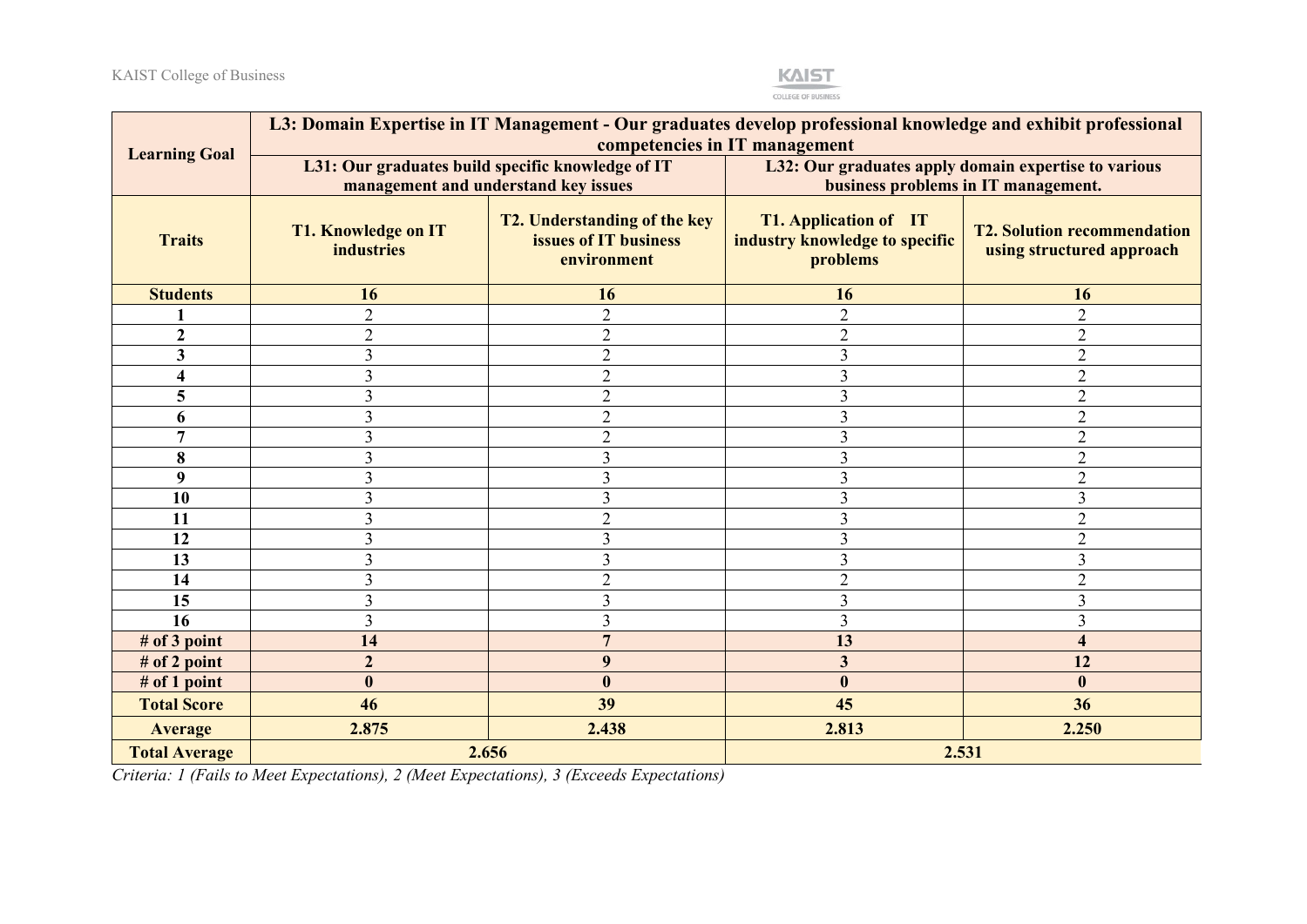| Learning Goal | L3: Domain Expertise in IT Management - Our graduates develop professional knowledge and exhibit professional competencies in IT management | | | |
|---|---|---|---|---|
| | L31: Our graduates build specific knowledge of IT management and understand key issues | | L32: Our graduates apply domain expertise to various business problems in IT management. | |
| **Traits** | **T1. Knowledge on IT industries** | **T2. Understanding of the key issues of IT business environment** | **T1. Application of IT industry knowledge to specific problems** | **T2. Solution recommendation using structured approach** |
| **Students** | **16** | **16** | **16** | **16** |
| **1** | 2 | 2 | 2 | 2 |
| **2** | 2 | 2 | 2 | 2 |
| **3** | 3 | 2 | 3 | 2 |
| **4** | 3 | 2 | 3 | 2 |
| **5** | 3 | 2 | 3 | 2 |
| **6** | 3 | 2 | 3 | 2 |
| **7** | 3 | 2 | 3 | 2 |
| **8** | 3 | 3 | 3 | 2 |
| **9** | 3 | 3 | 3 | 2 |
| **10** | 3 | 3 | 3 | 3 |
| **11** | 3 | 2 | 3 | 2 |
| **12** | 3 | 3 | 3 | 2 |
| **13** | 3 | 3 | 3 | 3 |
| **14** | 3 | 2 | 2 | 2 |
| **15** | 3 | 3 | 3 | 3 |
| **16** | 3 | 3 | 3 | 3 |
| **# of 3 point** | **14** | **7** | **13** | **4** |
| **# of 2 point** | **2** | **9** | **3** | **12** |
| **# of 1 point** | **0** | **0** | **0** | **0** |
| **Total Score** | **46** | **39** | **45** | **36** |
| **Average** | **2.875** | **2.438** | **2.813** | **2.250** |
| **Total Average** | **2.656** | | **2.531** | |

*Criteria: 1 (Fails to Meet Expectations), 2 (Meet Expectations), 3 (Exceeds Expectations)*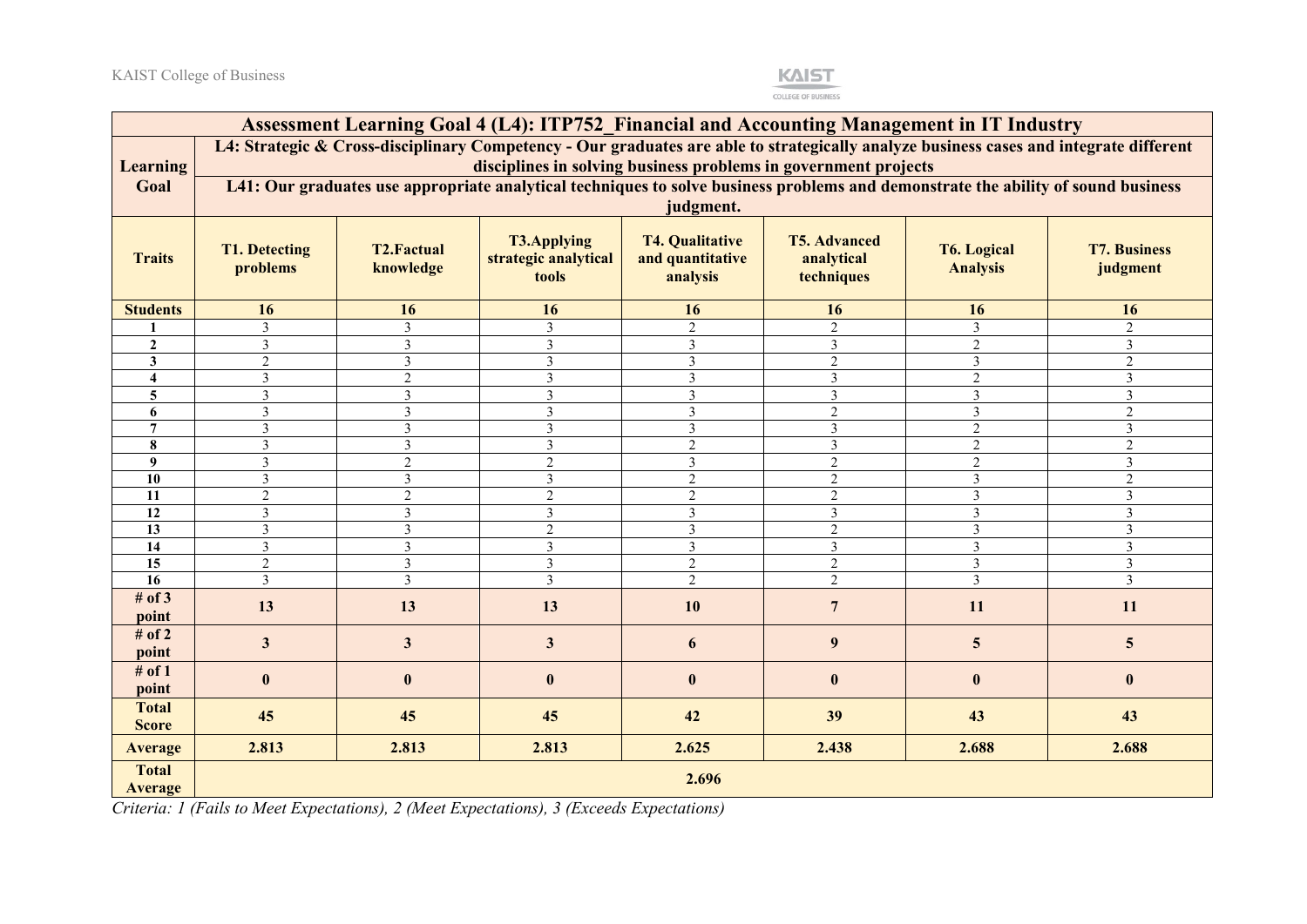| Assessment Learning Goal 4 (L4): ITP752_Financial and Accounting Management in IT Industry | | | | | | | |
|---|---|---|---|---|---|---|---|
| **Learning Goal** | **L4: Strategic & Cross-disciplinary Competency - Our graduates are able to strategically analyze business cases and integrate different disciplines in solving business problems in government projects** | | | | | | |
| | **L41: Our graduates use appropriate analytical techniques to solve business problems and demonstrate the ability of sound business judgment.** | | | | | | |
| **Traits** | **T1. Detecting problems** | **T2.Factual knowledge** | **T3.Applying strategic analytical tools** | **T4. Qualitative and quantitative analysis** | **T5. Advanced analytical techniques** | **T6. Logical Analysis** | **T7. Business judgment** |
| **Students** | **16** | **16** | **16** | **16** | **16** | **16** | **16** |
| **1** | 3 | 3 | 3 | 2 | 2 | 3 | 2 |
| **2** | 3 | 3 | 3 | 3 | 3 | 2 | 3 |
| **3** | 2 | 3 | 3 | 3 | 2 | 3 | 2 |
| **4** | 3 | 2 | 3 | 3 | 3 | 2 | 3 |
| **5** | 3 | 3 | 3 | 3 | 3 | 3 | 3 |
| **6** | 3 | 3 | 3 | 3 | 2 | 3 | 2 |
| **7** | 3 | 3 | 3 | 3 | 3 | 2 | 3 |
| **8** | 3 | 3 | 3 | 2 | 3 | 2 | 2 |
| **9** | 3 | 2 | 2 | 3 | 2 | 2 | 3 |
| **10** | 3 | 3 | 3 | 2 | 2 | 3 | 2 |
| **11** | 2 | 2 | 2 | 2 | 2 | 3 | 3 |
| **12** | 3 | 3 | 3 | 3 | 3 | 3 | 3 |
| **13** | 3 | 3 | 2 | 3 | 2 | 3 | 3 |
| **14** | 3 | 3 | 3 | 3 | 3 | 3 | 3 |
| **15** | 2 | 3 | 3 | 2 | 2 | 3 | 3 |
| **16** | 3 | 3 | 3 | 2 | 2 | 3 | 3 |
| **# of 3 point** | **13** | **13** | **13** | **10** | **7** | **11** | **11** |
| **# of 2 point** | **3** | **3** | **3** | **6** | **9** | **5** | **5** |
| **# of 1 point** | **0** | **0** | **0** | **0** | **0** | **0** | **0** |
| **Total Score** | **45** | **45** | **45** | **42** | **39** | **43** | **43** |
| **Average** | **2.813** | **2.813** | **2.813** | **2.625** | **2.438** | **2.688** | **2.688** |
| **Total Average** | **2.696** | | | | | | |

*Criteria: 1 (Fails to Meet Expectations), 2 (Meet Expectations), 3 (Exceeds Expectations)*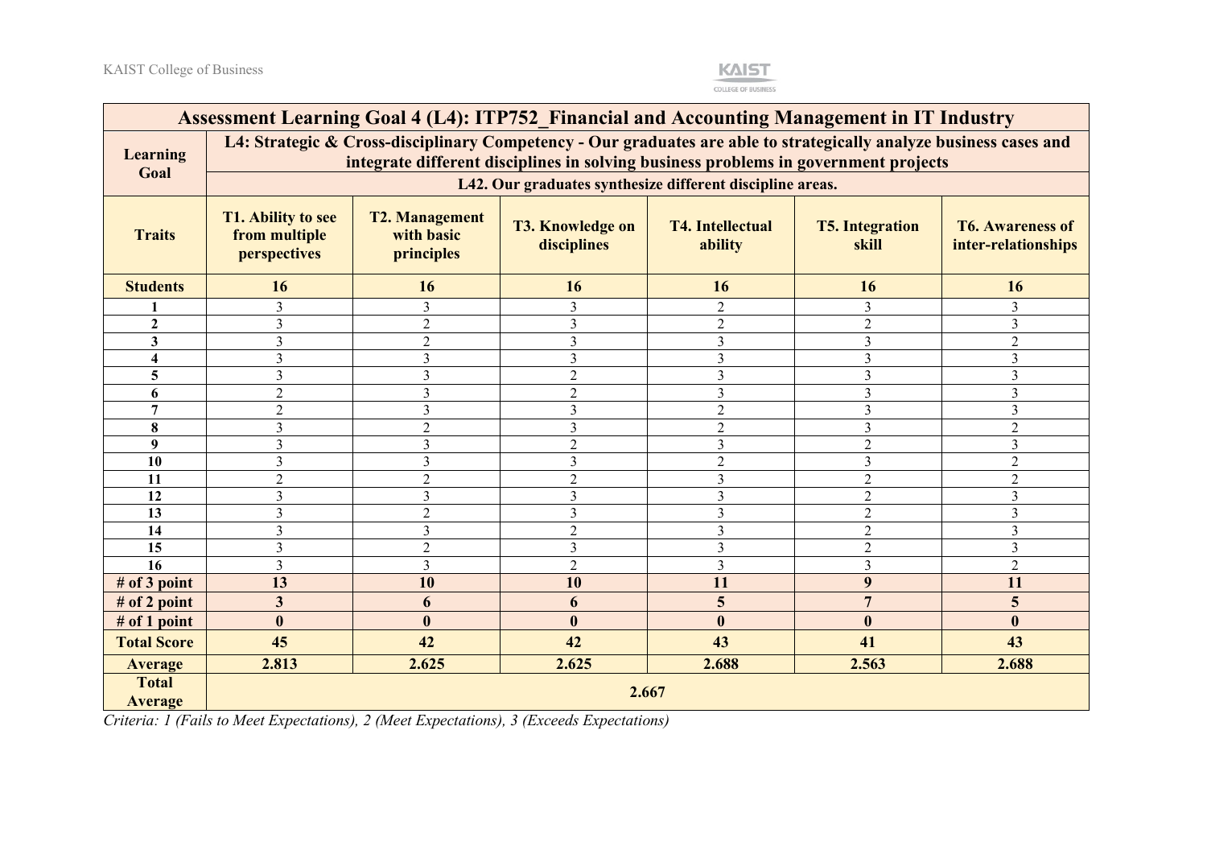| Assessment Learning Goal 4 (L4): ITP752_Financial and Accounting Management in IT Industry | | | | | | |
|---|---|---|---|---|---|---|
| **Learning Goal** | **L4: Strategic & Cross-disciplinary Competency - Our graduates are able to strategically analyze business cases and integrate different disciplines in solving business problems in government projects** | | | | | |
| | **L42. Our graduates synthesize different discipline areas.** | | | | | |
| **Traits** | **T1. Ability to see from multiple perspectives** | **T2. Management with basic principles** | **T3. Knowledge on disciplines** | **T4. Intellectual ability** | **T5. Integration skill** | **T6. Awareness of inter-relationships** |
| **Students** | **16** | **16** | **16** | **16** | **16** | **16** |
| **1** | 3 | 3 | 3 | 2 | 3 | 3 |
| **2** | 3 | 2 | 3 | 2 | 2 | 3 |
| **3** | 3 | 2 | 3 | 3 | 3 | 2 |
| **4** | 3 | 3 | 3 | 3 | 3 | 3 |
| **5** | 3 | 3 | 2 | 3 | 3 | 3 |
| **6** | 2 | 3 | 2 | 3 | 3 | 3 |
| **7** | 2 | 3 | 3 | 2 | 3 | 3 |
| **8** | 3 | 2 | 3 | 2 | 3 | 2 |
| **9** | 3 | 3 | 2 | 3 | 2 | 3 |
| **10** | 3 | 3 | 3 | 2 | 3 | 2 |
| **11** | 2 | 2 | 2 | 3 | 2 | 2 |
| **12** | 3 | 3 | 3 | 3 | 2 | 3 |
| **13** | 3 | 2 | 3 | 3 | 2 | 3 |
| **14** | 3 | 3 | 2 | 3 | 2 | 3 |
| **15** | 3 | 2 | 3 | 3 | 2 | 3 |
| **16** | 3 | 3 | 2 | 3 | 3 | 2 |
| **# of 3 point** | **13** | **10** | **10** | **11** | **9** | **11** |
| **# of 2 point** | **3** | **6** | **6** | **5** | **7** | **5** |
| **# of 1 point** | **0** | **0** | **0** | **0** | **0** | **0** |
| **Total Score** | **45** | **42** | **42** | **43** | **41** | **43** |
| **Average** | **2.813** | **2.625** | **2.625** | **2.688** | **2.563** | **2.688** |
| **Total Average** | **2.667** | | | | | |

*Criteria: 1 (Fails to Meet Expectations), 2 (Meet Expectations), 3 (Exceeds Expectations)*